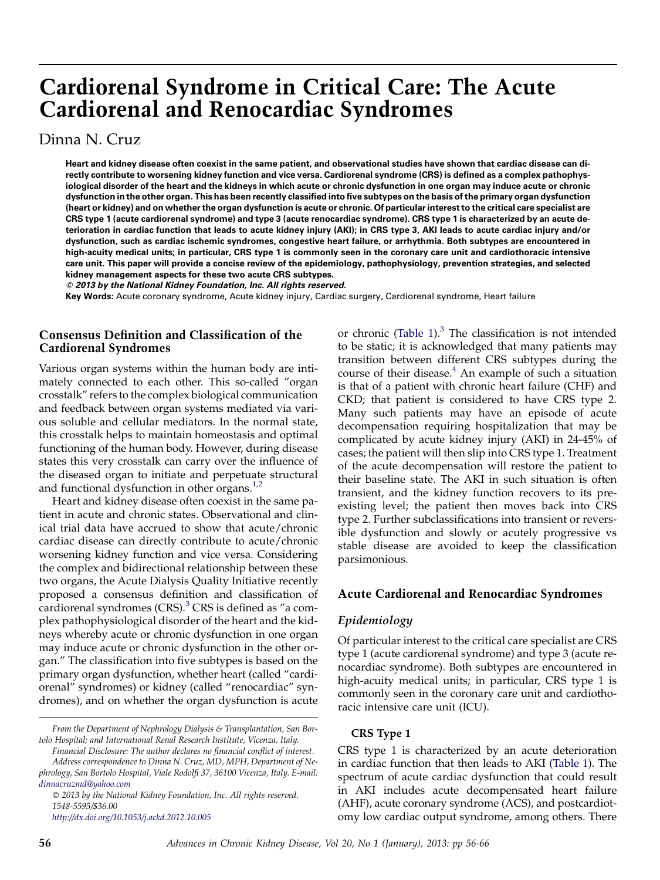# Cardiorenal Syndrome in Critical Care: The Acute Cardiorenal and Renocardiac Syndromes

Dinna N. Cruz

**Heart and kidney disease often coexist in the same patient, and observational studies have shown that cardiac disease can directly contribute to worsening kidney function and vice versa. Cardiorenal syndrome (CRS) is defined as a complex pathophysiological disorder of the heart and the kidneys in which acute or chronic dysfunction in one organ may induce acute or chronic dysfunction in the other organ. This has been recently classified into five subtypes on the basis of the primary organ dysfunction (heart or kidney) and on whether the organ dysfunction is acute or chronic. Of particular interest to the critical care specialist are CRS type 1 (acute cardiorenal syndrome) and type 3 (acute renocardiac syndrome). CRS type 1 is characterized by an acute deterioration in cardiac function that leads to acute kidney injury (AKI); in CRS type 3, AKI leads to acute cardiac injury and/or dysfunction, such as cardiac ischemic syndromes, congestive heart failure, or arrhythmia. Both subtypes are encountered in high-acuity medical units; in particular, CRS type 1 is commonly seen in the coronary care unit and cardiothoracic intensive care unit. This paper will provide a concise review of the epidemiology, pathophysiology, prevention strategies, and selected kidney management aspects for these two acute CRS subtypes.**

***© 2013 by the National Kidney Foundation, Inc. All rights reserved.***

**Key Words:** Acute coronary syndrome, Acute kidney injury, Cardiac surgery, Cardiorenal syndrome, Heart failure

## Consensus Definition and Classification of the Cardiorenal Syndromes

Various organ systems within the human body are intimately connected to each other. This so-called "organ crosstalk" refers to the complex biological communication and feedback between organ systems mediated via various soluble and cellular mediators. In the normal state, this crosstalk helps to maintain homeostasis and optimal functioning of the human body. However, during disease states this very crosstalk can carry over the influence of the diseased organ to initiate and perpetuate structural and functional dysfunction in other organs.[1,2]

Heart and kidney disease often coexist in the same patient in acute and chronic states. Observational and clinical trial data have accrued to show that acute/chronic cardiac disease can directly contribute to acute/chronic worsening kidney function and vice versa. Considering the complex and bidirectional relationship between these two organs, the Acute Dialysis Quality Initiative recently proposed a consensus definition and classification of cardiorenal syndromes (CRS).[3] CRS is defined as "a complex pathophysiological disorder of the heart and the kidneys whereby acute or chronic dysfunction in one organ may induce acute or chronic dysfunction in the other organ." The classification into five subtypes is based on the primary organ dysfunction, whether heart (called "cardiorenal" syndromes) or kidney (called "renocardiac" syndromes), and on whether the organ dysfunction is acute or chronic (Table 1).[3] The classification is not intended to be static; it is acknowledged that many patients may transition between different CRS subtypes during the course of their disease.[4] An example of such a situation is that of a patient with chronic heart failure (CHF) and CKD; that patient is considered to have CRS type 2. Many such patients may have an episode of acute decompensation requiring hospitalization that may be complicated by acute kidney injury (AKI) in 24-45% of cases; the patient will then slip into CRS type 1. Treatment of the acute decompensation will restore the patient to their baseline state. The AKI in such situation is often transient, and the kidney function recovers to its preexisting level; the patient then moves back into CRS type 2. Further subclassifications into transient or reversible dysfunction and slowly or acutely progressive vs stable disease are avoided to keep the classification parsimonious.

## Acute Cardiorenal and Renocardiac Syndromes

### Epidemiology

Of particular interest to the critical care specialist are CRS type 1 (acute cardiorenal syndrome) and type 3 (acute renocardiac syndrome). Both subtypes are encountered in high-acuity medical units; in particular, CRS type 1 is commonly seen in the coronary care unit and cardiothoracic intensive care unit (ICU).

#### CRS Type 1

CRS type 1 is characterized by an acute deterioration in cardiac function that then leads to AKI (Table 1). The spectrum of acute cardiac dysfunction that could result in AKI includes acute decompensated heart failure (AHF), acute coronary syndrome (ACS), and postcardiotomy low cardiac output syndrome, among others. There

*From the Department of Nephrology Dialysis & Transplantation, San Bortolo Hospital; and International Renal Research Institute, Vicenza, Italy.*

*Financial Disclosure: The author declares no financial conflict of interest.*

*Address correspondence to Dinna N. Cruz, MD, MPH, Department of Nephrology, San Bortolo Hospital, Viale Rodolfi 37, 36100 Vicenza, Italy. E-mail: dinnacruzmd@yahoo.com*

*© 2013 by the National Kidney Foundation, Inc. All rights reserved.*
*1548-5595/$36.00*
*http://dx.doi.org/10.1053/j.ackd.2012.10.005*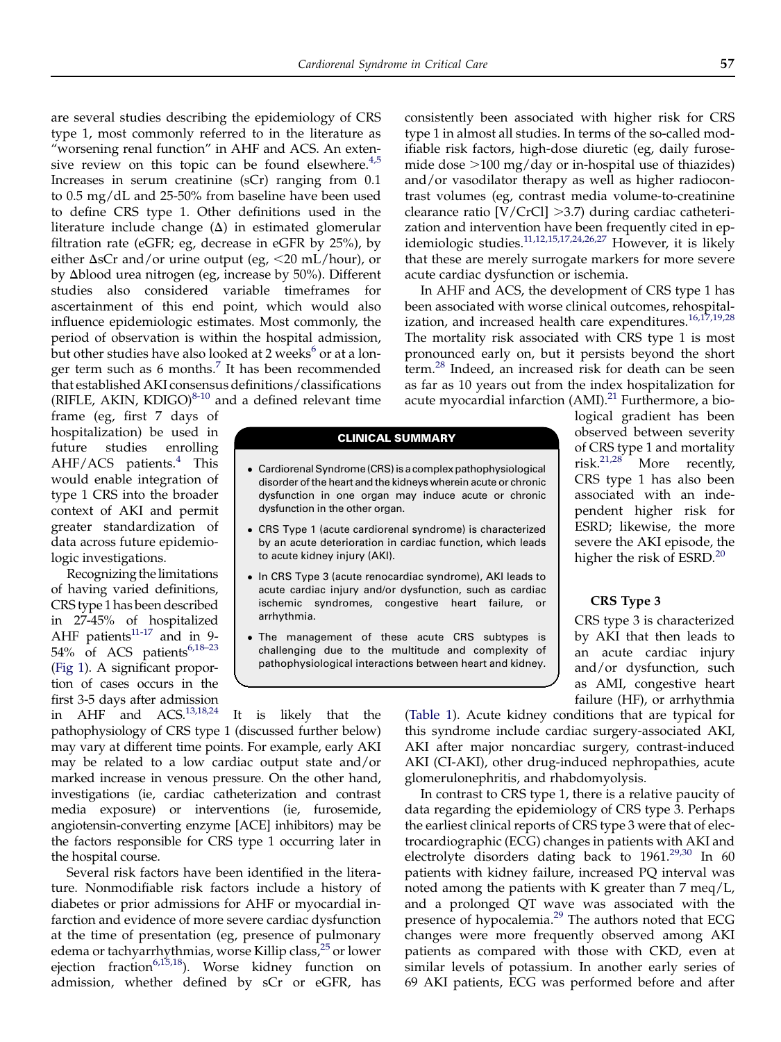are several studies describing the epidemiology of CRS type 1, most commonly referred to in the literature as "worsening renal function" in AHF and ACS. An extensive review on this topic can be found elsewhere.[4,5] Increases in serum creatinine (sCr) ranging from 0.1 to 0.5 mg/dL and 25-50% from baseline have been used to define CRS type 1. Other definitions used in the literature include change (Δ) in estimated glomerular filtration rate (eGFR; eg, decrease in eGFR by 25%), by either ΔsCr and/or urine output (eg, <20 mL/hour), or by Δblood urea nitrogen (eg, increase by 50%). Different studies also considered variable timeframes for ascertainment of this end point, which would also influence epidemiologic estimates. Most commonly, the period of observation is within the hospital admission, but other studies have also looked at 2 weeks[6] or at a longer term such as 6 months.[7] It has been recommended that established AKI consensus definitions/classifications (RIFLE, AKIN, KDIGO)[8-10] and a defined relevant time frame (eg, first 7 days of hospitalization) be used in future studies enrolling AHF/ACS patients.[4] This would enable integration of type 1 CRS into the broader context of AKI and permit greater standardization of data across future epidemiologic investigations.

Recognizing the limitations of having varied definitions, CRS type 1 has been described in 27-45% of hospitalized AHF patients[11-17] and in 9-54% of ACS patients[6,18–23] (Fig 1). A significant proportion of cases occurs in the first 3-5 days after admission in AHF and ACS.[13,18,24] It is likely that the pathophysiology of CRS type 1 (discussed further below) may vary at different time points. For example, early AKI may be related to a low cardiac output state and/or marked increase in venous pressure. On the other hand, investigations (ie, cardiac catheterization and contrast media exposure) or interventions (ie, furosemide, angiotensin-converting enzyme [ACE] inhibitors) may be the factors responsible for CRS type 1 occurring later in the hospital course.

Several risk factors have been identified in the literature. Nonmodifiable risk factors include a history of diabetes or prior admissions for AHF or myocardial infarction and evidence of more severe cardiac dysfunction at the time of presentation (eg, presence of pulmonary edema or tachyarrhythmias, worse Killip class,[25] or lower ejection fraction[6,15,18]). Worse kidney function on admission, whether defined by sCr or eGFR, has consistently been associated with higher risk for CRS type 1 in almost all studies. In terms of the so-called modifiable risk factors, high-dose diuretic (eg, daily furosemide dose >100 mg/day or in-hospital use of thiazides) and/or vasodilator therapy as well as higher radiocontrast volumes (eg, contrast media volume-to-creatinine clearance ratio [V/CrCl] >3.7) during cardiac catheterization and intervention have been frequently cited in epidemiologic studies.[11,12,15,17,24,26,27] However, it is likely that these are merely surrogate markers for more severe acute cardiac dysfunction or ischemia.

In AHF and ACS, the development of CRS type 1 has been associated with worse clinical outcomes, rehospitalization, and increased health care expenditures.[16,17,19,28] The mortality risk associated with CRS type 1 is most pronounced early on, but it persists beyond the short term.[28] Indeed, an increased risk for death can be seen as far as 10 years out from the index hospitalization for acute myocardial infarction (AMI).[21] Furthermore, a biological gradient has been observed between severity of CRS type 1 and mortality risk.[21,28] More recently, CRS type 1 has also been associated with an independent higher risk for ESRD; likewise, the more severe the AKI episode, the higher the risk of ESRD.[20]

**CLINICAL SUMMARY**

- Cardiorenal Syndrome (CRS) is a complex pathophysiological disorder of the heart and the kidneys wherein acute or chronic dysfunction in one organ may induce acute or chronic dysfunction in the other organ.
- CRS Type 1 (acute cardiorenal syndrome) is characterized by an acute deterioration in cardiac function, which leads to acute kidney injury (AKI).
- In CRS Type 3 (acute renocardiac syndrome), AKI leads to acute cardiac injury and/or dysfunction, such as cardiac ischemic syndromes, congestive heart failure, or arrhythmia.
- The management of these acute CRS subtypes is challenging due to the multitude and complexity of pathophysiological interactions between heart and kidney.

### CRS Type 3

CRS type 3 is characterized by AKI that then leads to an acute cardiac injury and/or dysfunction, such as AMI, congestive heart failure (HF), or arrhythmia (Table 1). Acute kidney conditions that are typical for this syndrome include cardiac surgery-associated AKI, AKI after major noncardiac surgery, contrast-induced AKI (CI-AKI), other drug-induced nephropathies, acute glomerulonephritis, and rhabdomyolysis.

In contrast to CRS type 1, there is a relative paucity of data regarding the epidemiology of CRS type 3. Perhaps the earliest clinical reports of CRS type 3 were that of electrocardiographic (ECG) changes in patients with AKI and electrolyte disorders dating back to 1961.[29,30] In 60 patients with kidney failure, increased PQ interval was noted among the patients with K greater than 7 meq/L, and a prolonged QT wave was associated with the presence of hypocalemia.[29] The authors noted that ECG changes were more frequently observed among AKI patients as compared with those with CKD, even at similar levels of potassium. In another early series of 69 AKI patients, ECG was performed before and after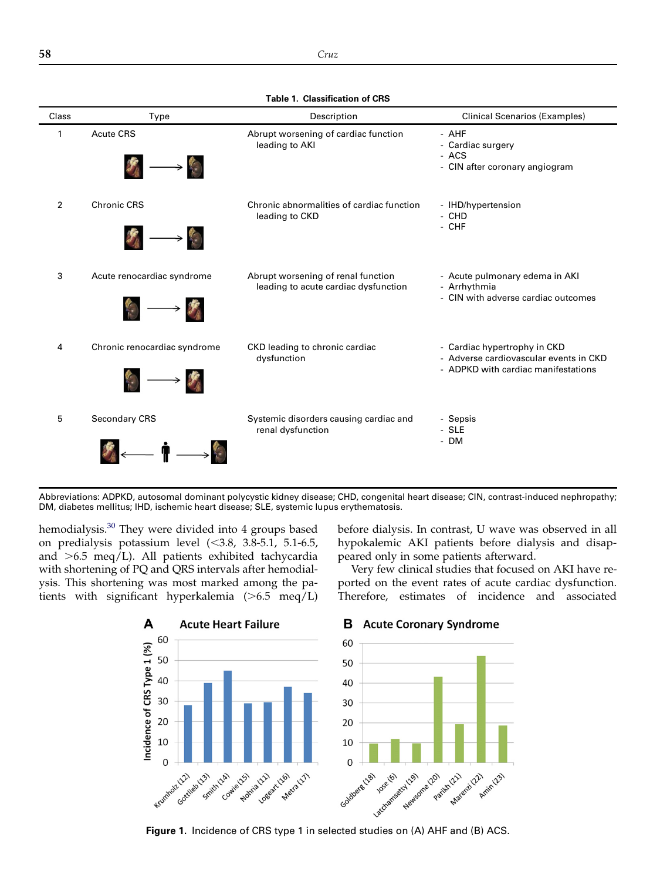**Table 1. Classification of CRS**

| Class | Type | Description | Clinical Scenarios (Examples) |
|---|---|---|---|
| 1 | Acute CRS | Abrupt worsening of cardiac function leading to AKI | - AHF<br>- Cardiac surgery<br>- ACS<br>- CIN after coronary angiogram |
| 2 | Chronic CRS | Chronic abnormalities of cardiac function leading to CKD | - IHD/hypertension<br>- CHD<br>- CHF |
| 3 | Acute renocardiac syndrome | Abrupt worsening of renal function leading to acute cardiac dysfunction | - Acute pulmonary edema in AKI<br>- Arrhythmia<br>- CIN with adverse cardiac outcomes |
| 4 | Chronic renocardiac syndrome | CKD leading to chronic cardiac dysfunction | - Cardiac hypertrophy in CKD<br>- Adverse cardiovascular events in CKD<br>- ADPKD with cardiac manifestations |
| 5 | Secondary CRS | Systemic disorders causing cardiac and renal dysfunction | - Sepsis<br>- SLE<br>- DM |

Abbreviations: ADPKD, autosomal dominant polycystic kidney disease; CHD, congenital heart disease; CIN, contrast-induced nephropathy; DM, diabetes mellitus; IHD, ischemic heart disease; SLE, systemic lupus erythematosis.

hemodialysis.[30] They were divided into 4 groups based on predialysis potassium level (<3.8, 3.8-5.1, 5.1-6.5, and >6.5 meq/L). All patients exhibited tachycardia with shortening of PQ and QRS intervals after hemodialysis. This shortening was most marked among the patients with significant hyperkalemia (>6.5 meq/L) before dialysis. In contrast, U wave was observed in all hypokalemic AKI patients before dialysis and disappeared only in some patients afterward.

Very few clinical studies that focused on AKI have reported on the event rates of acute cardiac dysfunction. Therefore, estimates of incidence and associated

**Figure 1.** Incidence of CRS type 1 in selected studies on (A) AHF and (B) ACS.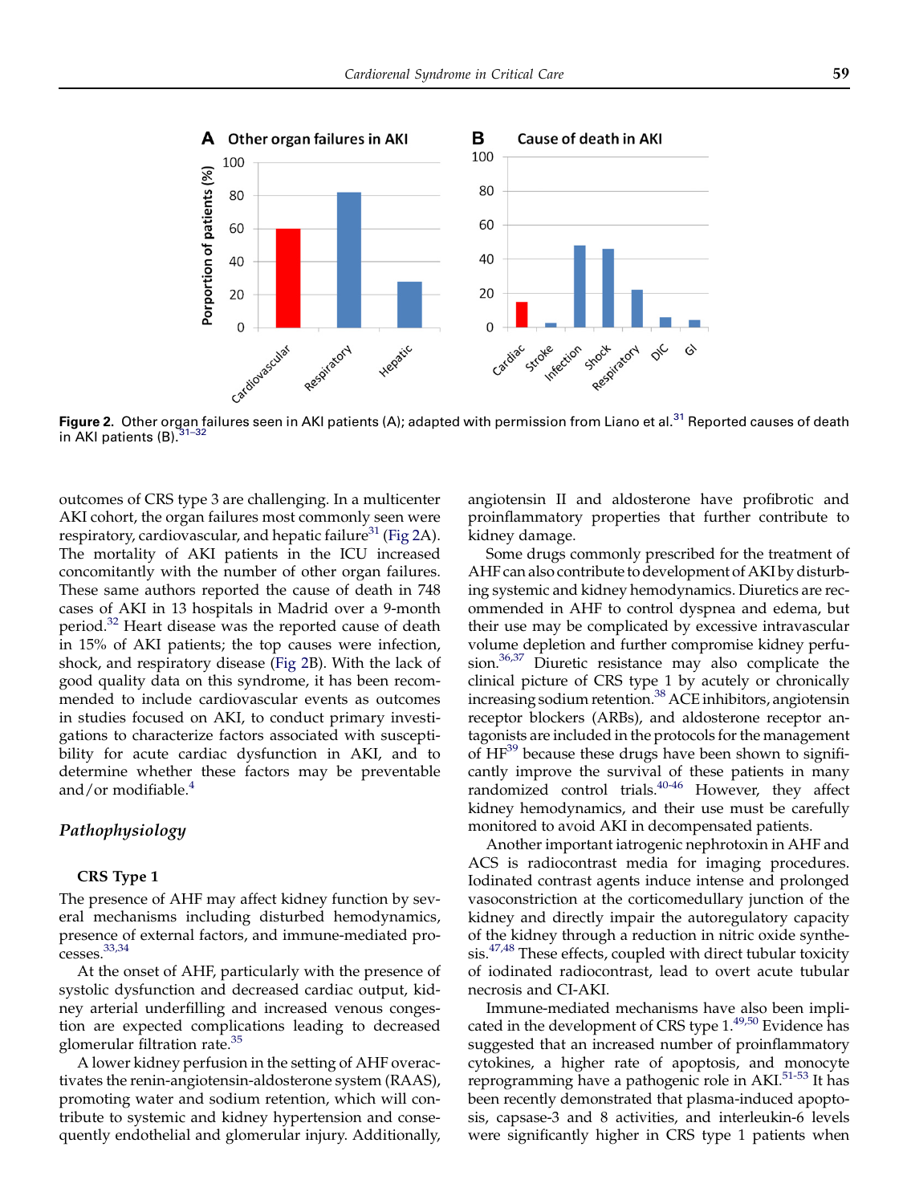A Other organ failures in AKI

Porportion of patients (%)

100
80
60
40
20
0

Cardiovascular
Respiratory
Hepatic

B Cause of death in AKI

100
80
60
40
20
0

Cardiac
Stroke
Infection
Shock
Respiratory
DIC
GI

**Figure 2.** Other organ failures seen in AKI patients (A); adapted with permission from Liano et al.[31] Reported causes of death in AKI patients (B).[31–32]

outcomes of CRS type 3 are challenging. In a multicenter AKI cohort, the organ failures most commonly seen were respiratory, cardiovascular, and hepatic failure[31] (Fig 2A). The mortality of AKI patients in the ICU increased concomitantly with the number of other organ failures. These same authors reported the cause of death in 748 cases of AKI in 13 hospitals in Madrid over a 9-month period.[32] Heart disease was the reported cause of death in 15% of AKI patients; the top causes were infection, shock, and respiratory disease (Fig 2B). With the lack of good quality data on this syndrome, it has been recommended to include cardiovascular events as outcomes in studies focused on AKI, to conduct primary investigations to characterize factors associated with susceptibility for acute cardiac dysfunction in AKI, and to determine whether these factors may be preventable and/or modifiable.[4]

## *Pathophysiology*

### CRS Type 1

The presence of AHF may affect kidney function by several mechanisms including disturbed hemodynamics, presence of external factors, and immune-mediated processes.[33,34]

At the onset of AHF, particularly with the presence of systolic dysfunction and decreased cardiac output, kidney arterial underfilling and increased venous congestion are expected complications leading to decreased glomerular filtration rate.[35]

A lower kidney perfusion in the setting of AHF overactivates the renin-angiotensin-aldosterone system (RAAS), promoting water and sodium retention, which will contribute to systemic and kidney hypertension and consequently endothelial and glomerular injury. Additionally, angiotensin II and aldosterone have profibrotic and proinflammatory properties that further contribute to kidney damage.

Some drugs commonly prescribed for the treatment of AHF can also contribute to development of AKI by disturbing systemic and kidney hemodynamics. Diuretics are recommended in AHF to control dyspnea and edema, but their use may be complicated by excessive intravascular volume depletion and further compromise kidney perfusion.[36,37] Diuretic resistance may also complicate the clinical picture of CRS type 1 by acutely or chronically increasing sodium retention.[38] ACE inhibitors, angiotensin receptor blockers (ARBs), and aldosterone receptor antagonists are included in the protocols for the management of HF[39] because these drugs have been shown to significantly improve the survival of these patients in many randomized control trials.[40-46] However, they affect kidney hemodynamics, and their use must be carefully monitored to avoid AKI in decompensated patients.

Another important iatrogenic nephrotoxin in AHF and ACS is radiocontrast media for imaging procedures. Iodinated contrast agents induce intense and prolonged vasoconstriction at the corticomedullary junction of the kidney and directly impair the autoregulatory capacity of the kidney through a reduction in nitric oxide synthesis.[47,48] These effects, coupled with direct tubular toxicity of iodinated radiocontrast, lead to overt acute tubular necrosis and CI-AKI.

Immune-mediated mechanisms have also been implicated in the development of CRS type 1.[49,50] Evidence has suggested that an increased number of proinflammatory cytokines, a higher rate of apoptosis, and monocyte reprogramming have a pathogenic role in AKI.[51-53] It has been recently demonstrated that plasma-induced apoptosis, capsase-3 and 8 activities, and interleukin-6 levels were significantly higher in CRS type 1 patients when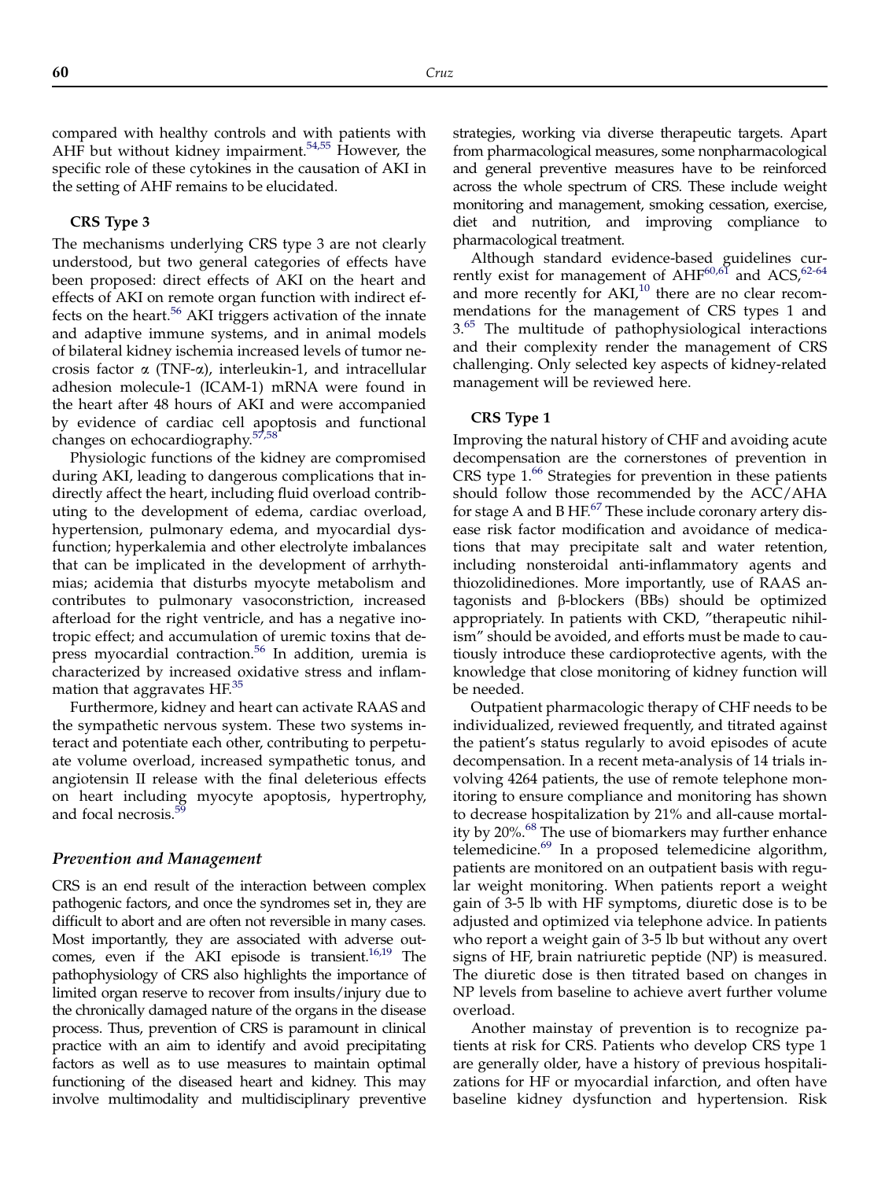compared with healthy controls and with patients with AHF but without kidney impairment.[54,55] However, the specific role of these cytokines in the causation of AKI in the setting of AHF remains to be elucidated.

### CRS Type 3

The mechanisms underlying CRS type 3 are not clearly understood, but two general categories of effects have been proposed: direct effects of AKI on the heart and effects of AKI on remote organ function with indirect effects on the heart.[56] AKI triggers activation of the innate and adaptive immune systems, and in animal models of bilateral kidney ischemia increased levels of tumor necrosis factor α (TNF-α), interleukin-1, and intracellular adhesion molecule-1 (ICAM-1) mRNA were found in the heart after 48 hours of AKI and were accompanied by evidence of cardiac cell apoptosis and functional changes on echocardiography.[57,58]

Physiologic functions of the kidney are compromised during AKI, leading to dangerous complications that indirectly affect the heart, including fluid overload contributing to the development of edema, cardiac overload, hypertension, pulmonary edema, and myocardial dysfunction; hyperkalemia and other electrolyte imbalances that can be implicated in the development of arrhythmias; acidemia that disturbs myocyte metabolism and contributes to pulmonary vasoconstriction, increased afterload for the right ventricle, and has a negative inotropic effect; and accumulation of uremic toxins that depress myocardial contraction.[56] In addition, uremia is characterized by increased oxidative stress and inflammation that aggravates HF.[35]

Furthermore, kidney and heart can activate RAAS and the sympathetic nervous system. These two systems interact and potentiate each other, contributing to perpetuate volume overload, increased sympathetic tonus, and angiotensin II release with the final deleterious effects on heart including myocyte apoptosis, hypertrophy, and focal necrosis.[59]

## *Prevention and Management*

CRS is an end result of the interaction between complex pathogenic factors, and once the syndromes set in, they are difficult to abort and are often not reversible in many cases. Most importantly, they are associated with adverse outcomes, even if the AKI episode is transient.[16,19] The pathophysiology of CRS also highlights the importance of limited organ reserve to recover from insults/injury due to the chronically damaged nature of the organs in the disease process. Thus, prevention of CRS is paramount in clinical practice with an aim to identify and avoid precipitating factors as well as to use measures to maintain optimal functioning of the diseased heart and kidney. This may involve multimodality and multidisciplinary preventive strategies, working via diverse therapeutic targets. Apart from pharmacological measures, some nonpharmacological and general preventive measures have to be reinforced across the whole spectrum of CRS. These include weight monitoring and management, smoking cessation, exercise, diet and nutrition, and improving compliance to pharmacological treatment.

Although standard evidence-based guidelines currently exist for management of AHF[60,61] and ACS,[62-64] and more recently for AKI,[10] there are no clear recommendations for the management of CRS types 1 and 3.[65] The multitude of pathophysiological interactions and their complexity render the management of CRS challenging. Only selected key aspects of kidney-related management will be reviewed here.

### CRS Type 1

Improving the natural history of CHF and avoiding acute decompensation are the cornerstones of prevention in CRS type 1.[66] Strategies for prevention in these patients should follow those recommended by the ACC/AHA for stage A and B HF.[67] These include coronary artery disease risk factor modification and avoidance of medications that may precipitate salt and water retention, including nonsteroidal anti-inflammatory agents and thiozolidinediones. More importantly, use of RAAS antagonists and β-blockers (BBs) should be optimized appropriately. In patients with CKD, "therapeutic nihilism" should be avoided, and efforts must be made to cautiously introduce these cardioprotective agents, with the knowledge that close monitoring of kidney function will be needed.

Outpatient pharmacologic therapy of CHF needs to be individualized, reviewed frequently, and titrated against the patient's status regularly to avoid episodes of acute decompensation. In a recent meta-analysis of 14 trials involving 4264 patients, the use of remote telephone monitoring to ensure compliance and monitoring has shown to decrease hospitalization by 21% and all-cause mortality by 20%.[68] The use of biomarkers may further enhance telemedicine.[69] In a proposed telemedicine algorithm, patients are monitored on an outpatient basis with regular weight monitoring. When patients report a weight gain of 3-5 lb with HF symptoms, diuretic dose is to be adjusted and optimized via telephone advice. In patients who report a weight gain of 3-5 lb but without any overt signs of HF, brain natriuretic peptide (NP) is measured. The diuretic dose is then titrated based on changes in NP levels from baseline to achieve avert further volume overload.

Another mainstay of prevention is to recognize patients at risk for CRS. Patients who develop CRS type 1 are generally older, have a history of previous hospitalizations for HF or myocardial infarction, and often have baseline kidney dysfunction and hypertension. Risk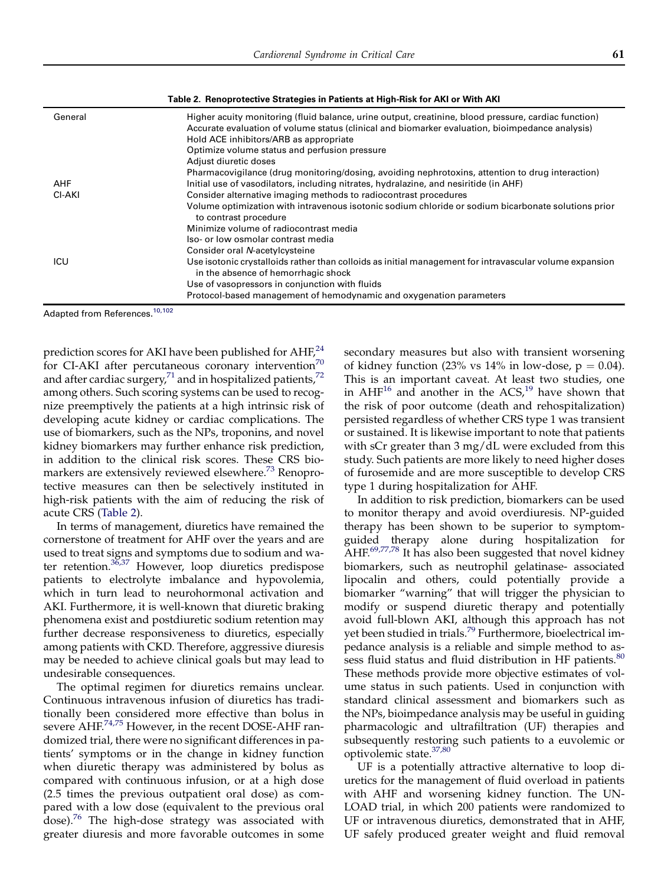**Table 2. Renoprotective Strategies in Patients at High-Risk for AKI or With AKI**

| | |
|---|---|
| General | Higher acuity monitoring (fluid balance, urine output, creatinine, blood pressure, cardiac function) |
| | Accurate evaluation of volume status (clinical and biomarker evaluation, bioimpedance analysis) |
| | Hold ACE inhibitors/ARB as appropriate |
| | Optimize volume status and perfusion pressure |
| | Adjust diuretic doses |
| | Pharmacovigilance (drug monitoring/dosing, avoiding nephrotoxins, attention to drug interaction) |
| AHF | Initial use of vasodilators, including nitrates, hydralazine, and nesiritide (in AHF) |
| CI-AKI | Consider alternative imaging methods to radiocontrast procedures |
| | Volume optimization with intravenous isotonic sodium chloride or sodium bicarbonate solutions prior to contrast procedure |
| | Minimize volume of radiocontrast media |
| | Iso- or low osmolar contrast media |
| | Consider oral *N*-acetylcysteine |
| ICU | Use isotonic crystalloids rather than colloids as initial management for intravascular volume expansion in the absence of hemorrhagic shock |
| | Use of vasopressors in conjunction with fluids |
| | Protocol-based management of hemodynamic and oxygenation parameters |

Adapted from References.[10,102]

prediction scores for AKI have been published for AHF,[24] for CI-AKI after percutaneous coronary intervention[70] and after cardiac surgery,[71] and in hospitalized patients,[72] among others. Such scoring systems can be used to recognize preemptively the patients at a high intrinsic risk of developing acute kidney or cardiac complications. The use of biomarkers, such as the NPs, troponins, and novel kidney biomarkers may further enhance risk prediction, in addition to the clinical risk scores. These CRS biomarkers are extensively reviewed elsewhere.[73] Renoprotective measures can then be selectively instituted in high-risk patients with the aim of reducing the risk of acute CRS (Table 2).

In terms of management, diuretics have remained the cornerstone of treatment for AHF over the years and are used to treat signs and symptoms due to sodium and water retention.[36,37] However, loop diuretics predispose patients to electrolyte imbalance and hypovolemia, which in turn lead to neurohormonal activation and AKI. Furthermore, it is well-known that diuretic braking phenomena exist and postdiuretic sodium retention may further decrease responsiveness to diuretics, especially among patients with CKD. Therefore, aggressive diuresis may be needed to achieve clinical goals but may lead to undesirable consequences.

The optimal regimen for diuretics remains unclear. Continuous intravenous infusion of diuretics has traditionally been considered more effective than bolus in severe AHF.[74,75] However, in the recent DOSE-AHF randomized trial, there were no significant differences in patients' symptoms or in the change in kidney function when diuretic therapy was administered by bolus as compared with continuous infusion, or at a high dose (2.5 times the previous outpatient oral dose) as compared with a low dose (equivalent to the previous oral dose).[76] The high-dose strategy was associated with greater diuresis and more favorable outcomes in some secondary measures but also with transient worsening of kidney function (23% vs 14% in low-dose, $p = 0.04$). This is an important caveat. At least two studies, one in AHF[16] and another in the ACS,[19] have shown that the risk of poor outcome (death and rehospitalization) persisted regardless of whether CRS type 1 was transient or sustained. It is likewise important to note that patients with sCr greater than 3 mg/dL were excluded from this study. Such patients are more likely to need higher doses of furosemide and are more susceptible to develop CRS type 1 during hospitalization for AHF.

In addition to risk prediction, biomarkers can be used to monitor therapy and avoid overdiuresis. NP-guided therapy has been shown to be superior to symptom-guided therapy alone during hospitalization for AHF.[69,77,78] It has also been suggested that novel kidney biomarkers, such as neutrophil gelatinase- associated lipocalin and others, could potentially provide a biomarker "warning" that will trigger the physician to modify or suspend diuretic therapy and potentially avoid full-blown AKI, although this approach has not yet been studied in trials.[79] Furthermore, bioelectrical impedance analysis is a reliable and simple method to assess fluid status and fluid distribution in HF patients.[80] These methods provide more objective estimates of volume status in such patients. Used in conjunction with standard clinical assessment and biomarkers such as the NPs, bioimpedance analysis may be useful in guiding pharmacologic and ultrafiltration (UF) therapies and subsequently restoring such patients to a euvolemic or optivolemic state.[37,80]

UF is a potentially attractive alternative to loop diuretics for the management of fluid overload in patients with AHF and worsening kidney function. The UNLOAD trial, in which 200 patients were randomized to UF or intravenous diuretics, demonstrated that in AHF, UF safely produced greater weight and fluid removal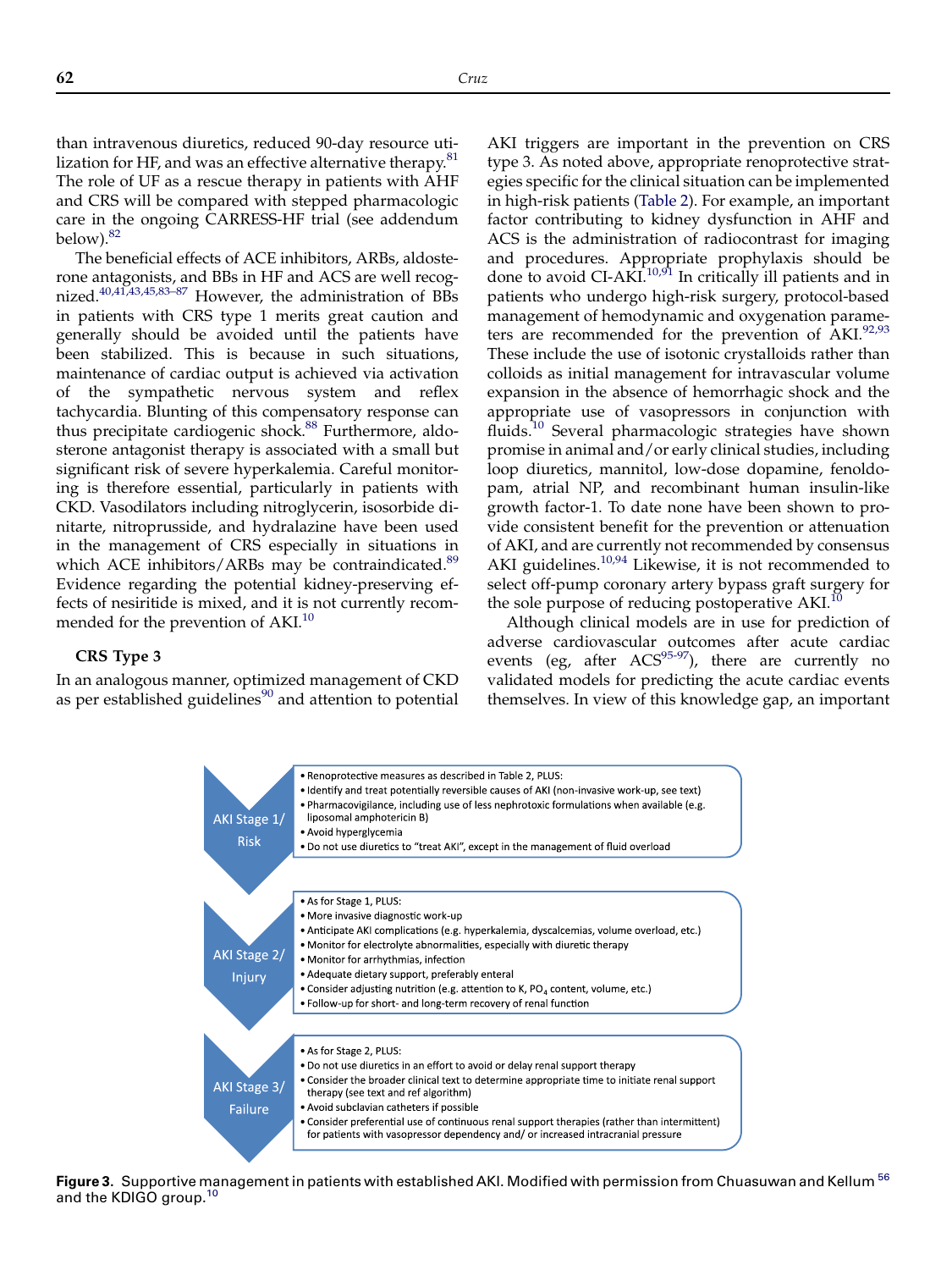than intravenous diuretics, reduced 90-day resource utilization for HF, and was an effective alternative therapy.[81] The role of UF as a rescue therapy in patients with AHF and CRS will be compared with stepped pharmacologic care in the ongoing CARRESS-HF trial (see addendum below).[82]

The beneficial effects of ACE inhibitors, ARBs, aldosterone antagonists, and BBs in HF and ACS are well recognized.[40,41,43,45,83–87] However, the administration of BBs in patients with CRS type 1 merits great caution and generally should be avoided until the patients have been stabilized. This is because in such situations, maintenance of cardiac output is achieved via activation of the sympathetic nervous system and reflex tachycardia. Blunting of this compensatory response can thus precipitate cardiogenic shock.[88] Furthermore, aldosterone antagonist therapy is associated with a small but significant risk of severe hyperkalemia. Careful monitoring is therefore essential, particularly in patients with CKD. Vasodilators including nitroglycerin, isosorbide dinitarte, nitroprusside, and hydralazine have been used in the management of CRS especially in situations in which ACE inhibitors/ARBs may be contraindicated.[89] Evidence regarding the potential kidney-preserving effects of nesiritide is mixed, and it is not currently recommended for the prevention of AKI.[10]

### CRS Type 3

In an analogous manner, optimized management of CKD as per established guidelines[90] and attention to potential AKI triggers are important in the prevention on CRS type 3. As noted above, appropriate renoprotective strategies specific for the clinical situation can be implemented in high-risk patients (Table 2). For example, an important factor contributing to kidney dysfunction in AHF and ACS is the administration of radiocontrast for imaging and procedures. Appropriate prophylaxis should be done to avoid CI-AKI.[10,91] In critically ill patients and in patients who undergo high-risk surgery, protocol-based management of hemodynamic and oxygenation parameters are recommended for the prevention of AKI.[92,93] These include the use of isotonic crystalloids rather than colloids as initial management for intravascular volume expansion in the absence of hemorrhagic shock and the appropriate use of vasopressors in conjunction with fluids.[10] Several pharmacologic strategies have shown promise in animal and/or early clinical studies, including loop diuretics, mannitol, low-dose dopamine, fenoldopam, atrial NP, and recombinant human insulin-like growth factor-1. To date none have been shown to provide consistent benefit for the prevention or attenuation of AKI, and are currently not recommended by consensus AKI guidelines.[10,94] Likewise, it is not recommended to select off-pump coronary artery bypass graft surgery for the sole purpose of reducing postoperative AKI.[10]

Although clinical models are in use for prediction of adverse cardiovascular outcomes after acute cardiac events (eg, after ACS[95-97]), there are currently no validated models for predicting the acute cardiac events themselves. In view of this knowledge gap, an important

AKI Stage 1/ Risk
- Renoprotective measures as described in Table 2, PLUS:
- Identify and treat potentially reversible causes of AKI (non-invasive work-up, see text)
- Pharmacovigilance, including use of less nephrotoxic formulations when available (e.g. liposomal amphotericin B)
- Avoid hyperglycemia
- Do not use diuretics to "treat AKI", except in the management of fluid overload

AKI Stage 2/ Injury
- As for Stage 1, PLUS:
- More invasive diagnostic work-up
- Anticipate AKI complications (e.g. hyperkalemia, dyscalcemias, volume overload, etc.)
- Monitor for electrolyte abnormalities, especially with diuretic therapy
- Monitor for arrhythmias, infection
- Adequate dietary support, preferably enteral
- Consider adjusting nutrition (e.g. attention to K, $PO_4$ content, volume, etc.)
- Follow-up for short- and long-term recovery of renal function

AKI Stage 3/ Failure
- As for Stage 2, PLUS:
- Do not use diuretics in an effort to avoid or delay renal support therapy
- Consider the broader clinical text to determine appropriate time to initiate renal support therapy (see text and ref algorithm)
- Avoid subclavian catheters if possible
- Consider preferential use of continuous renal support therapies (rather than intermittent) for patients with vasopressor dependency and/ or increased intracranial pressure

**Figure 3.** Supportive management in patients with established AKI. Modified with permission from Chuasuwan and Kellum[56] and the KDIGO group.[10]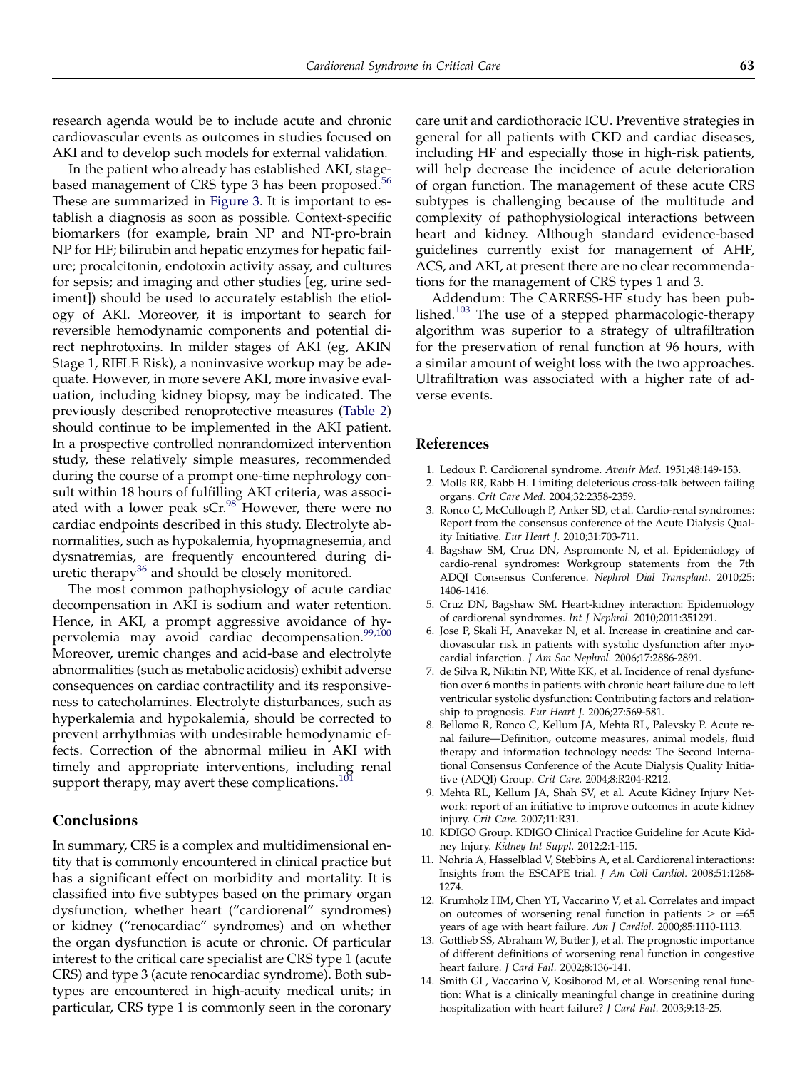research agenda would be to include acute and chronic cardiovascular events as outcomes in studies focused on AKI and to develop such models for external validation.

In the patient who already has established AKI, stage-based management of CRS type 3 has been proposed.[56] These are summarized in Figure 3. It is important to establish a diagnosis as soon as possible. Context-specific biomarkers (for example, brain NP and NT-pro-brain NP for HF; bilirubin and hepatic enzymes for hepatic failure; procalcitonin, endotoxin activity assay, and cultures for sepsis; and imaging and other studies [eg, urine sediment]) should be used to accurately establish the etiology of AKI. Moreover, it is important to search for reversible hemodynamic components and potential direct nephrotoxins. In milder stages of AKI (eg, AKIN Stage 1, RIFLE Risk), a noninvasive workup may be adequate. However, in more severe AKI, more invasive evaluation, including kidney biopsy, may be indicated. The previously described renoprotective measures (Table 2) should continue to be implemented in the AKI patient. In a prospective controlled nonrandomized intervention study, these relatively simple measures, recommended during the course of a prompt one-time nephrology consult within 18 hours of fulfilling AKI criteria, was associated with a lower peak sCr.[98] However, there were no cardiac endpoints described in this study. Electrolyte abnormalities, such as hypokalemia, hyopmagnesemia, and dysnatremias, are frequently encountered during diuretic therapy[36] and should be closely monitored.

The most common pathophysiology of acute cardiac decompensation in AKI is sodium and water retention. Hence, in AKI, a prompt aggressive avoidance of hypervolemia may avoid cardiac decompensation.[99,100] Moreover, uremic changes and acid-base and electrolyte abnormalities (such as metabolic acidosis) exhibit adverse consequences on cardiac contractility and its responsiveness to catecholamines. Electrolyte disturbances, such as hyperkalemia and hypokalemia, should be corrected to prevent arrhythmias with undesirable hemodynamic effects. Correction of the abnormal milieu in AKI with timely and appropriate interventions, including renal support therapy, may avert these complications.[101]

## Conclusions

In summary, CRS is a complex and multidimensional entity that is commonly encountered in clinical practice but has a significant effect on morbidity and mortality. It is classified into five subtypes based on the primary organ dysfunction, whether heart ("cardiorenal" syndromes) or kidney ("renocardiac" syndromes) and on whether the organ dysfunction is acute or chronic. Of particular interest to the critical care specialist are CRS type 1 (acute CRS) and type 3 (acute renocardiac syndrome). Both subtypes are encountered in high-acuity medical units; in particular, CRS type 1 is commonly seen in the coronary care unit and cardiothoracic ICU. Preventive strategies in general for all patients with CKD and cardiac diseases, including HF and especially those in high-risk patients, will help decrease the incidence of acute deterioration of organ function. The management of these acute CRS subtypes is challenging because of the multitude and complexity of pathophysiological interactions between heart and kidney. Although standard evidence-based guidelines currently exist for management of AHF, ACS, and AKI, at present there are no clear recommendations for the management of CRS types 1 and 3.

Addendum: The CARRESS-HF study has been published.[103] The use of a stepped pharmacologic-therapy algorithm was superior to a strategy of ultrafiltration for the preservation of renal function at 96 hours, with a similar amount of weight loss with the two approaches. Ultrafiltration was associated with a higher rate of adverse events.

## References

1. Ledoux P. Cardiorenal syndrome. *Avenir Med.* 1951;48:149-153.
2. Molls RR, Rabb H. Limiting deleterious cross-talk between failing organs. *Crit Care Med.* 2004;32:2358-2359.
3. Ronco C, McCullough P, Anker SD, et al. Cardio-renal syndromes: Report from the consensus conference of the Acute Dialysis Quality Initiative. *Eur Heart J.* 2010;31:703-711.
4. Bagshaw SM, Cruz DN, Aspromonte N, et al. Epidemiology of cardio-renal syndromes: Workgroup statements from the 7th ADQI Consensus Conference. *Nephrol Dial Transplant.* 2010;25:1406-1416.
5. Cruz DN, Bagshaw SM. Heart-kidney interaction: Epidemiology of cardiorenal syndromes. *Int J Nephrol.* 2010;2011:351291.
6. Jose P, Skali H, Anavekar N, et al. Increase in creatinine and cardiovascular risk in patients with systolic dysfunction after myocardial infarction. *J Am Soc Nephrol.* 2006;17:2886-2891.
7. de Silva R, Nikitin NP, Witte KK, et al. Incidence of renal dysfunction over 6 months in patients with chronic heart failure due to left ventricular systolic dysfunction: Contributing factors and relationship to prognosis. *Eur Heart J.* 2006;27:569-581.
8. Bellomo R, Ronco C, Kellum JA, Mehta RL, Palevsky P. Acute renal failure—Definition, outcome measures, animal models, fluid therapy and information technology needs: The Second International Consensus Conference of the Acute Dialysis Quality Initiative (ADQI) Group. *Crit Care.* 2004;8:R204-R212.
9. Mehta RL, Kellum JA, Shah SV, et al. Acute Kidney Injury Network: report of an initiative to improve outcomes in acute kidney injury. *Crit Care.* 2007;11:R31.
10. KDIGO Group. KDIGO Clinical Practice Guideline for Acute Kidney Injury. *Kidney Int Suppl.* 2012;2:1-115.
11. Nohria A, Hasselblad V, Stebbins A, et al. Cardiorenal interactions: Insights from the ESCAPE trial. *J Am Coll Cardiol.* 2008;51:1268-1274.
12. Krumholz HM, Chen YT, Vaccarino V, et al. Correlates and impact on outcomes of worsening renal function in patients > or =65 years of age with heart failure. *Am J Cardiol.* 2000;85:1110-1113.
13. Gottlieb SS, Abraham W, Butler J, et al. The prognostic importance of different definitions of worsening renal function in congestive heart failure. *J Card Fail.* 2002;8:136-141.
14. Smith GL, Vaccarino V, Kosiborod M, et al. Worsening renal function: What is a clinically meaningful change in creatinine during hospitalization with heart failure? *J Card Fail.* 2003;9:13-25.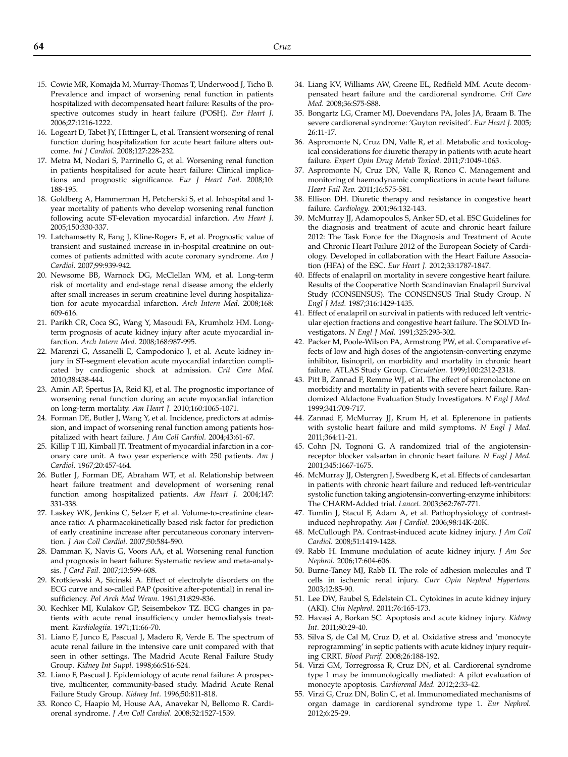15. Cowie MR, Komajda M, Murray-Thomas T, Underwood J, Ticho B. Prevalence and impact of worsening renal function in patients hospitalized with decompensated heart failure: Results of the prospective outcomes study in heart failure (POSH). *Eur Heart J.* 2006;27:1216-1222.
16. Logeart D, Tabet JY, Hittinger L, et al. Transient worsening of renal function during hospitalization for acute heart failure alters outcome. *Int J Cardiol.* 2008;127:228-232.
17. Metra M, Nodari S, Parrinello G, et al. Worsening renal function in patients hospitalised for acute heart failure: Clinical implications and prognostic significance. *Eur J Heart Fail.* 2008;10: 188-195.
18. Goldberg A, Hammerman H, Petcherski S, et al. Inhospital and 1-year mortality of patients who develop worsening renal function following acute ST-elevation myocardial infarction. *Am Heart J.* 2005;150:330-337.
19. Latchamsetty R, Fang J, Kline-Rogers E, et al. Prognostic value of transient and sustained increase in in-hospital creatinine on outcomes of patients admitted with acute coronary syndrome. *Am J Cardiol.* 2007;99:939-942.
20. Newsome BB, Warnock DG, McClellan WM, et al. Long-term risk of mortality and end-stage renal disease among the elderly after small increases in serum creatinine level during hospitalization for acute myocardial infarction. *Arch Intern Med.* 2008;168: 609-616.
21. Parikh CR, Coca SG, Wang Y, Masoudi FA, Krumholz HM. Long-term prognosis of acute kidney injury after acute myocardial infarction. *Arch Intern Med.* 2008;168:987-995.
22. Marenzi G, Assanelli E, Campodonico J, et al. Acute kidney injury in ST-segment elevation acute myocardial infarction complicated by cardiogenic shock at admission. *Crit Care Med.* 2010;38:438-444.
23. Amin AP, Spertus JA, Reid KJ, et al. The prognostic importance of worsening renal function during an acute myocardial infarction on long-term mortality. *Am Heart J.* 2010;160:1065-1071.
24. Forman DE, Butler J, Wang Y, et al. Incidence, predictors at admission, and impact of worsening renal function among patients hospitalized with heart failure. *J Am Coll Cardiol.* 2004;43:61-67.
25. Killip T III, Kimball JT. Treatment of myocardial infarction in a coronary care unit. A two year experience with 250 patients. *Am J Cardiol.* 1967;20:457-464.
26. Butler J, Forman DE, Abraham WT, et al. Relationship between heart failure treatment and development of worsening renal function among hospitalized patients. *Am Heart J.* 2004;147: 331-338.
27. Laskey WK, Jenkins C, Selzer F, et al. Volume-to-creatinine clearance ratio: A pharmacokinetically based risk factor for prediction of early creatinine increase after percutaneous coronary intervention. *J Am Coll Cardiol.* 2007;50:584-590.
28. Damman K, Navis G, Voors AA, et al. Worsening renal function and prognosis in heart failure: Systematic review and meta-analysis. *J Card Fail.* 2007;13:599-608.
29. Krotkiewski A, Sicinski A. Effect of electrolyte disorders on the ECG curve and so-called PAP (positive after-potential) in renal insufficiency. *Pol Arch Med Wewn.* 1961;31:829-836.
30. Kechker MI, Kulakov GP, Seisembekov TZ. ECG changes in patients with acute renal insufficiency under hemodialysis treatment. *Kardiologiia.* 1971;11:66-70.
31. Liano F, Junco E, Pascual J, Madero R, Verde E. The spectrum of acute renal failure in the intensive care unit compared with that seen in other settings. The Madrid Acute Renal Failure Study Group. *Kidney Int Suppl.* 1998;66:S16-S24.
32. Liano F, Pascual J. Epidemiology of acute renal failure: A prospective, multicenter, community-based study. Madrid Acute Renal Failure Study Group. *Kidney Int.* 1996;50:811-818.
33. Ronco C, Haapio M, House AA, Anavekar N, Bellomo R. Cardiorenal syndrome. *J Am Coll Cardiol.* 2008;52:1527-1539.
34. Liang KV, Williams AW, Greene EL, Redfield MM. Acute decompensated heart failure and the cardiorenal syndrome. *Crit Care Med.* 2008;36:S75-S88.
35. Bongartz LG, Cramer MJ, Doevendans PA, Joles JA, Braam B. The severe cardiorenal syndrome: 'Guyton revisited'. *Eur Heart J.* 2005; 26:11-17.
36. Aspromonte N, Cruz DN, Valle R, et al. Metabolic and toxicological considerations for diuretic therapy in patients with acute heart failure. *Expert Opin Drug Metab Toxicol.* 2011;7:1049-1063.
37. Aspromonte N, Cruz DN, Valle R, Ronco C. Management and monitoring of haemodynamic complications in acute heart failure. *Heart Fail Rev.* 2011;16:575-581.
38. Ellison DH. Diuretic therapy and resistance in congestive heart failure. *Cardiology.* 2001;96:132-143.
39. McMurray JJ, Adamopoulos S, Anker SD, et al. ESC Guidelines for the diagnosis and treatment of acute and chronic heart failure 2012: The Task Force for the Diagnosis and Treatment of Acute and Chronic Heart Failure 2012 of the European Society of Cardiology. Developed in collaboration with the Heart Failure Association (HFA) of the ESC. *Eur Heart J.* 2012;33:1787-1847.
40. Effects of enalapril on mortality in severe congestive heart failure. Results of the Cooperative North Scandinavian Enalapril Survival Study (CONSENSUS). The CONSENSUS Trial Study Group. *N Engl J Med.* 1987;316:1429-1435.
41. Effect of enalapril on survival in patients with reduced left ventricular ejection fractions and congestive heart failure. The SOLVD Investigators. *N Engl J Med.* 1991;325:293-302.
42. Packer M, Poole-Wilson PA, Armstrong PW, et al. Comparative effects of low and high doses of the angiotensin-converting enzyme inhibitor, lisinopril, on morbidity and mortality in chronic heart failure. ATLAS Study Group. *Circulation.* 1999;100:2312-2318.
43. Pitt B, Zannad F, Remme WJ, et al. The effect of spironolactone on morbidity and mortality in patients with severe heart failure. Randomized Aldactone Evaluation Study Investigators. *N Engl J Med.* 1999;341:709-717.
44. Zannad F, McMurray JJ, Krum H, et al. Eplerenone in patients with systolic heart failure and mild symptoms. *N Engl J Med.* 2011;364:11-21.
45. Cohn JN, Tognoni G. A randomized trial of the angiotensin-receptor blocker valsartan in chronic heart failure. *N Engl J Med.* 2001;345:1667-1675.
46. McMurray JJ, Ostergren J, Swedberg K, et al. Effects of candesartan in patients with chronic heart failure and reduced left-ventricular systolic function taking angiotensin-converting-enzyme inhibitors: The CHARM-Added trial. *Lancet.* 2003;362:767-771.
47. Tumlin J, Stacul F, Adam A, et al. Pathophysiology of contrast-induced nephropathy. *Am J Cardiol.* 2006;98:14K-20K.
48. McCullough PA. Contrast-induced acute kidney injury. *J Am Coll Cardiol.* 2008;51:1419-1428.
49. Rabb H. Immune modulation of acute kidney injury. *J Am Soc Nephrol.* 2006;17:604-606.
50. Burne-Taney MJ, Rabb H. The role of adhesion molecules and T cells in ischemic renal injury. *Curr Opin Nephrol Hypertens.* 2003;12:85-90.
51. Lee DW, Faubel S, Edelstein CL. Cytokines in acute kidney injury (AKI). *Clin Nephrol.* 2011;76:165-173.
52. Havasi A, Borkan SC. Apoptosis and acute kidney injury. *Kidney Int.* 2011;80:29-40.
53. Silva S, de Cal M, Cruz D, et al. Oxidative stress and 'monocyte reprogramming' in septic patients with acute kidney injury requiring CRRT. *Blood Purif.* 2008;26:188-192.
54. Virzi GM, Torregrossa R, Cruz DN, et al. Cardiorenal syndrome type 1 may be immunologically mediated: A pilot evaluation of monocyte apoptosis. *Cardiorenal Med.* 2012;2:33-42.
55. Virzi G, Cruz DN, Bolin C, et al. Immunomediated mechanisms of organ damage in cardiorenal syndrome type 1. *Eur Nephrol.* 2012;6:25-29.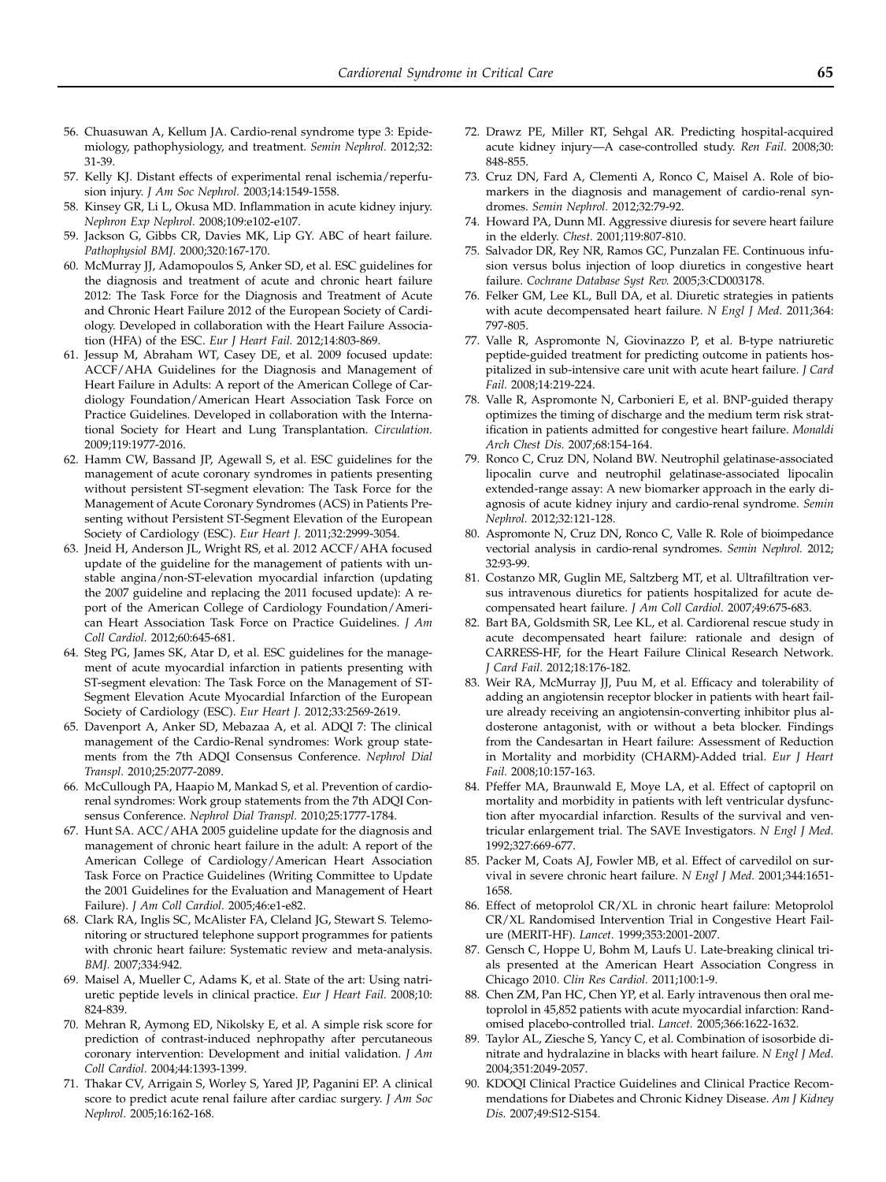56. Chuasuwan A, Kellum JA. Cardio-renal syndrome type 3: Epidemiology, pathophysiology, and treatment. *Semin Nephrol.* 2012;32: 31-39.
57. Kelly KJ. Distant effects of experimental renal ischemia/reperfusion injury. *J Am Soc Nephrol.* 2003;14:1549-1558.
58. Kinsey GR, Li L, Okusa MD. Inflammation in acute kidney injury. *Nephron Exp Nephrol.* 2008;109:e102-e107.
59. Jackson G, Gibbs CR, Davies MK, Lip GY. ABC of heart failure. *Pathophysiol BMJ.* 2000;320:167-170.
60. McMurray JJ, Adamopoulos S, Anker SD, et al. ESC guidelines for the diagnosis and treatment of acute and chronic heart failure 2012: The Task Force for the Diagnosis and Treatment of Acute and Chronic Heart Failure 2012 of the European Society of Cardiology. Developed in collaboration with the Heart Failure Association (HFA) of the ESC. *Eur J Heart Fail.* 2012;14:803-869.
61. Jessup M, Abraham WT, Casey DE, et al. 2009 focused update: ACCF/AHA Guidelines for the Diagnosis and Management of Heart Failure in Adults: A report of the American College of Cardiology Foundation/American Heart Association Task Force on Practice Guidelines. Developed in collaboration with the International Society for Heart and Lung Transplantation. *Circulation.* 2009;119:1977-2016.
62. Hamm CW, Bassand JP, Agewall S, et al. ESC guidelines for the management of acute coronary syndromes in patients presenting without persistent ST-segment elevation: The Task Force for the Management of Acute Coronary Syndromes (ACS) in Patients Presenting without Persistent ST-Segment Elevation of the European Society of Cardiology (ESC). *Eur Heart J.* 2011;32:2999-3054.
63. Jneid H, Anderson JL, Wright RS, et al. 2012 ACCF/AHA focused update of the guideline for the management of patients with unstable angina/non-ST-elevation myocardial infarction (updating the 2007 guideline and replacing the 2011 focused update): A report of the American College of Cardiology Foundation/American Heart Association Task Force on Practice Guidelines. *J Am Coll Cardiol.* 2012;60:645-681.
64. Steg PG, James SK, Atar D, et al. ESC guidelines for the management of acute myocardial infarction in patients presenting with ST-segment elevation: The Task Force on the Management of ST-Segment Elevation Acute Myocardial Infarction of the European Society of Cardiology (ESC). *Eur Heart J.* 2012;33:2569-2619.
65. Davenport A, Anker SD, Mebazaa A, et al. ADQI 7: The clinical management of the Cardio-Renal syndromes: Work group statements from the 7th ADQI Consensus Conference. *Nephrol Dial Transpl.* 2010;25:2077-2089.
66. McCullough PA, Haapio M, Mankad S, et al. Prevention of cardio-renal syndromes: Work group statements from the 7th ADQI Consensus Conference. *Nephrol Dial Transpl.* 2010;25:1777-1784.
67. Hunt SA. ACC/AHA 2005 guideline update for the diagnosis and management of chronic heart failure in the adult: A report of the American College of Cardiology/American Heart Association Task Force on Practice Guidelines (Writing Committee to Update the 2001 Guidelines for the Evaluation and Management of Heart Failure). *J Am Coll Cardiol.* 2005;46:e1-e82.
68. Clark RA, Inglis SC, McAlister FA, Cleland JG, Stewart S. Telemonitoring or structured telephone support programmes for patients with chronic heart failure: Systematic review and meta-analysis. *BMJ.* 2007;334:942.
69. Maisel A, Mueller C, Adams K, et al. State of the art: Using natriuretic peptide levels in clinical practice. *Eur J Heart Fail.* 2008;10: 824-839.
70. Mehran R, Aymong ED, Nikolsky E, et al. A simple risk score for prediction of contrast-induced nephropathy after percutaneous coronary intervention: Development and initial validation. *J Am Coll Cardiol.* 2004;44:1393-1399.
71. Thakar CV, Arrigain S, Worley S, Yared JP, Paganini EP. A clinical score to predict acute renal failure after cardiac surgery. *J Am Soc Nephrol.* 2005;16:162-168.
72. Drawz PE, Miller RT, Sehgal AR. Predicting hospital-acquired acute kidney injury—A case-controlled study. *Ren Fail.* 2008;30: 848-855.
73. Cruz DN, Fard A, Clementi A, Ronco C, Maisel A. Role of biomarkers in the diagnosis and management of cardio-renal syndromes. *Semin Nephrol.* 2012;32:79-92.
74. Howard PA, Dunn MI. Aggressive diuresis for severe heart failure in the elderly. *Chest.* 2001;119:807-810.
75. Salvador DR, Rey NR, Ramos GC, Punzalan FE. Continuous infusion versus bolus injection of loop diuretics in congestive heart failure. *Cochrane Database Syst Rev.* 2005;3:CD003178.
76. Felker GM, Lee KL, Bull DA, et al. Diuretic strategies in patients with acute decompensated heart failure. *N Engl J Med.* 2011;364: 797-805.
77. Valle R, Aspromonte N, Giovinazzo P, et al. B-type natriuretic peptide-guided treatment for predicting outcome in patients hospitalized in sub-intensive care unit with acute heart failure. *J Card Fail.* 2008;14:219-224.
78. Valle R, Aspromonte N, Carbonieri E, et al. BNP-guided therapy optimizes the timing of discharge and the medium term risk stratification in patients admitted for congestive heart failure. *Monaldi Arch Chest Dis.* 2007;68:154-164.
79. Ronco C, Cruz DN, Noland BW. Neutrophil gelatinase-associated lipocalin curve and neutrophil gelatinase-associated lipocalin extended-range assay: A new biomarker approach in the early diagnosis of acute kidney injury and cardio-renal syndrome. *Semin Nephrol.* 2012;32:121-128.
80. Aspromonte N, Cruz DN, Ronco C, Valle R. Role of bioimpedance vectorial analysis in cardio-renal syndromes. *Semin Nephrol.* 2012; 32:93-99.
81. Costanzo MR, Guglin ME, Saltzberg MT, et al. Ultrafiltration versus intravenous diuretics for patients hospitalized for acute decompensated heart failure. *J Am Coll Cardiol.* 2007;49:675-683.
82. Bart BA, Goldsmith SR, Lee KL, et al. Cardiorenal rescue study in acute decompensated heart failure: rationale and design of CARRESS-HF, for the Heart Failure Clinical Research Network. *J Card Fail.* 2012;18:176-182.
83. Weir RA, McMurray JJ, Puu M, et al. Efficacy and tolerability of adding an angiotensin receptor blocker in patients with heart failure already receiving an angiotensin-converting inhibitor plus aldosterone antagonist, with or without a beta blocker. Findings from the Candesartan in Heart failure: Assessment of Reduction in Mortality and morbidity (CHARM)-Added trial. *Eur J Heart Fail.* 2008;10:157-163.
84. Pfeffer MA, Braunwald E, Moye LA, et al. Effect of captopril on mortality and morbidity in patients with left ventricular dysfunction after myocardial infarction. Results of the survival and ventricular enlargement trial. The SAVE Investigators. *N Engl J Med.* 1992;327:669-677.
85. Packer M, Coats AJ, Fowler MB, et al. Effect of carvedilol on survival in severe chronic heart failure. *N Engl J Med.* 2001;344:1651-1658.
86. Effect of metoprolol CR/XL in chronic heart failure: Metoprolol CR/XL Randomised Intervention Trial in Congestive Heart Failure (MERIT-HF). *Lancet.* 1999;353:2001-2007.
87. Gensch C, Hoppe U, Bohm M, Laufs U. Late-breaking clinical trials presented at the American Heart Association Congress in Chicago 2010. *Clin Res Cardiol.* 2011;100:1-9.
88. Chen ZM, Pan HC, Chen YP, et al. Early intravenous then oral metoprolol in 45,852 patients with acute myocardial infarction: Randomised placebo-controlled trial. *Lancet.* 2005;366:1622-1632.
89. Taylor AL, Ziesche S, Yancy C, et al. Combination of isosorbide dinitrate and hydralazine in blacks with heart failure. *N Engl J Med.* 2004;351:2049-2057.
90. KDOQI Clinical Practice Guidelines and Clinical Practice Recommendations for Diabetes and Chronic Kidney Disease. *Am J Kidney Dis.* 2007;49:S12-S154.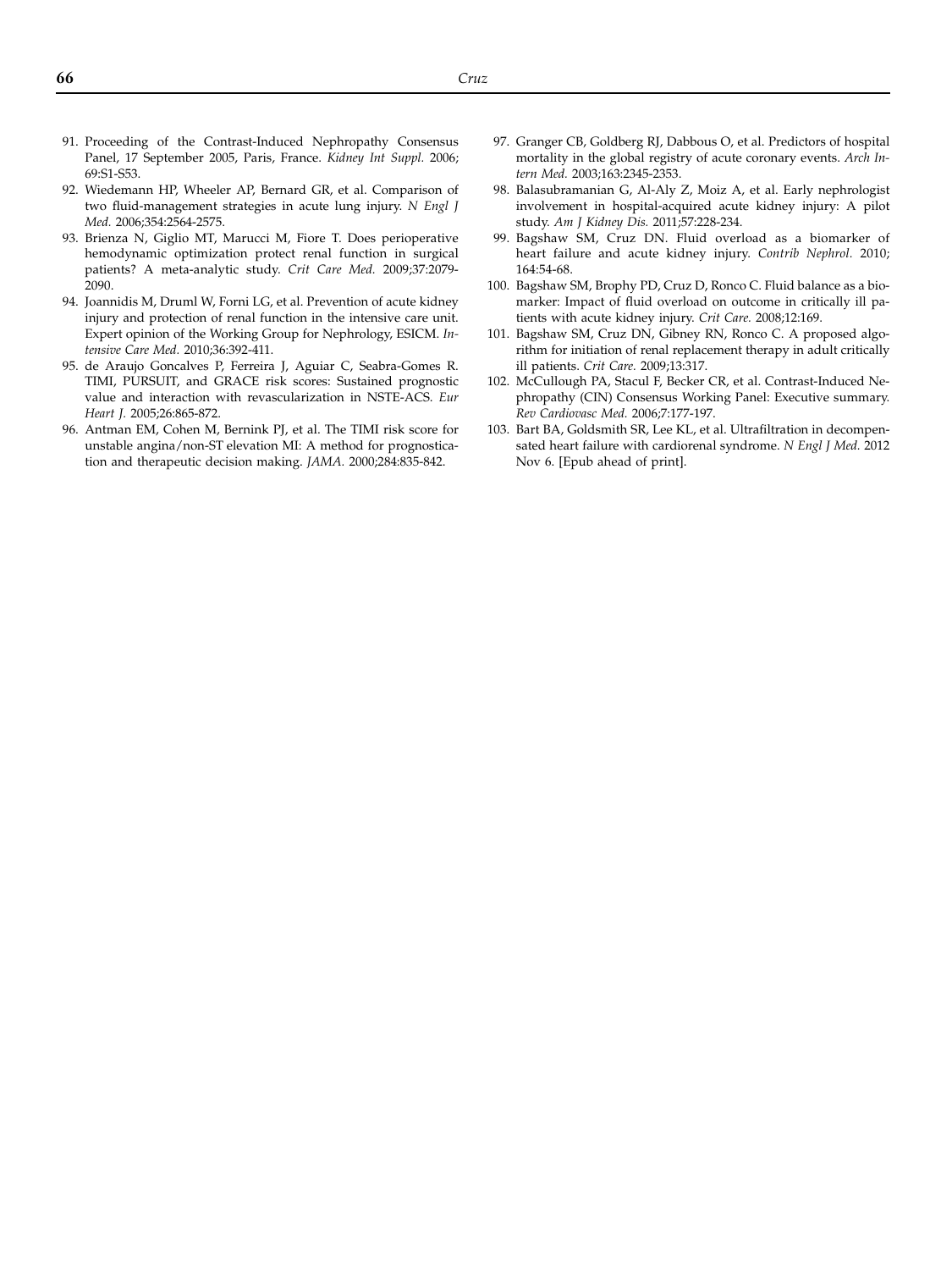91. Proceeding of the Contrast-Induced Nephropathy Consensus Panel, 17 September 2005, Paris, France. *Kidney Int Suppl.* 2006; 69:S1-S53.
92. Wiedemann HP, Wheeler AP, Bernard GR, et al. Comparison of two fluid-management strategies in acute lung injury. *N Engl J Med.* 2006;354:2564-2575.
93. Brienza N, Giglio MT, Marucci M, Fiore T. Does perioperative hemodynamic optimization protect renal function in surgical patients? A meta-analytic study. *Crit Care Med.* 2009;37:2079-2090.
94. Joannidis M, Druml W, Forni LG, et al. Prevention of acute kidney injury and protection of renal function in the intensive care unit. Expert opinion of the Working Group for Nephrology, ESICM. *Intensive Care Med.* 2010;36:392-411.
95. de Araujo Goncalves P, Ferreira J, Aguiar C, Seabra-Gomes R. TIMI, PURSUIT, and GRACE risk scores: Sustained prognostic value and interaction with revascularization in NSTE-ACS. *Eur Heart J.* 2005;26:865-872.
96. Antman EM, Cohen M, Bernink PJ, et al. The TIMI risk score for unstable angina/non-ST elevation MI: A method for prognostication and therapeutic decision making. *JAMA.* 2000;284:835-842.
97. Granger CB, Goldberg RJ, Dabbous O, et al. Predictors of hospital mortality in the global registry of acute coronary events. *Arch Intern Med.* 2003;163:2345-2353.
98. Balasubramanian G, Al-Aly Z, Moiz A, et al. Early nephrologist involvement in hospital-acquired acute kidney injury: A pilot study. *Am J Kidney Dis.* 2011;57:228-234.
99. Bagshaw SM, Cruz DN. Fluid overload as a biomarker of heart failure and acute kidney injury. *Contrib Nephrol.* 2010; 164:54-68.
100. Bagshaw SM, Brophy PD, Cruz D, Ronco C. Fluid balance as a biomarker: Impact of fluid overload on outcome in critically ill patients with acute kidney injury. *Crit Care.* 2008;12:169.
101. Bagshaw SM, Cruz DN, Gibney RN, Ronco C. A proposed algorithm for initiation of renal replacement therapy in adult critically ill patients. *Crit Care.* 2009;13:317.
102. McCullough PA, Stacul F, Becker CR, et al. Contrast-Induced Nephropathy (CIN) Consensus Working Panel: Executive summary. *Rev Cardiovasc Med.* 2006;7:177-197.
103. Bart BA, Goldsmith SR, Lee KL, et al. Ultrafiltration in decompensated heart failure with cardiorenal syndrome. *N Engl J Med.* 2012 Nov 6. [Epub ahead of print].